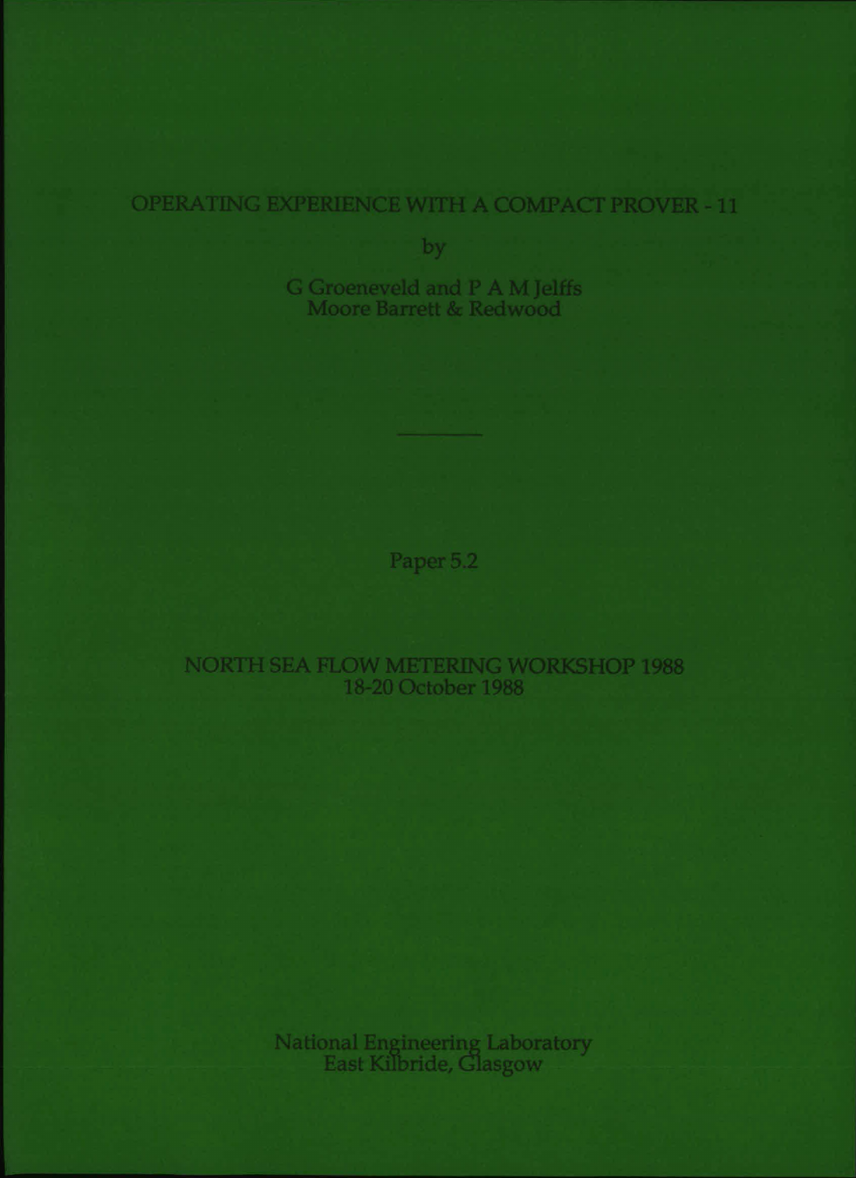# OPERATING EXPERIENCE WITH A COMPACT PROVER - 11

by

G Groeneveld and P A M Jelffs
Moore Barrett & Redwood

---

Paper 5.2

NORTH SEA FLOW METERING WORKSHOP 1988
18-20 October 1988

National Engineering Laboratory
East Kilbride, Glasgow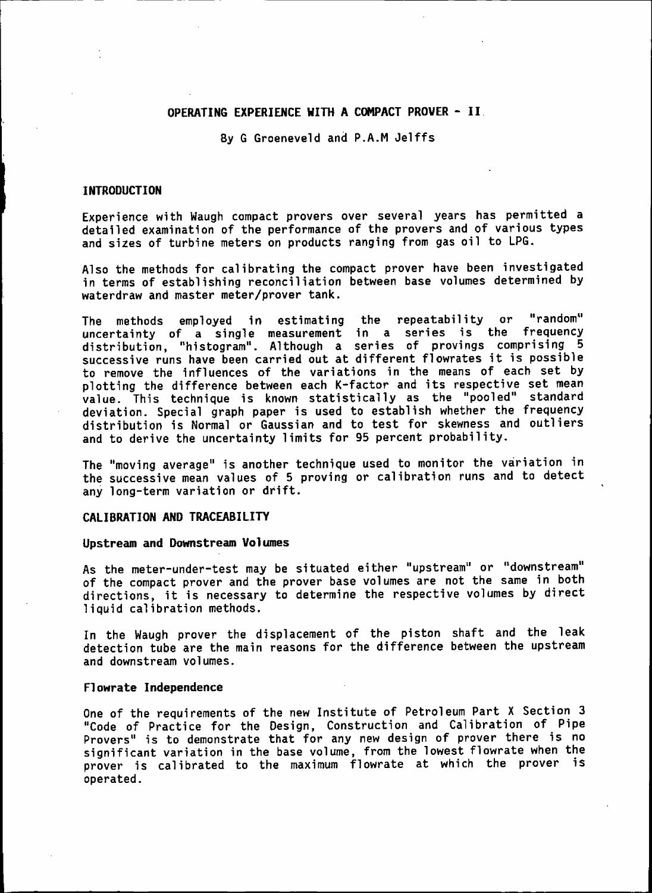# OPERATING EXPERIENCE WITH A COMPACT PROVER - II

By G Groeneveld and P.A.M Jelffs

## INTRODUCTION

Experience with Waugh compact provers over several years has permitted a detailed examination of the performance of the provers and of various types and sizes of turbine meters on products ranging from gas oil to LPG.

Also the methods for calibrating the compact prover have been investigated in terms of establishing reconciliation between base volumes determined by waterdraw and master meter/prover tank.

The methods employed in estimating the repeatability or "random" uncertainty of a single measurement in a series is the frequency distribution, "histogram". Although a series of provings comprising 5 successive runs have been carried out at different flowrates it is possible to remove the influences of the variations in the means of each set by plotting the difference between each K-factor and its respective set mean value. This technique is known statistically as the "pooled" standard deviation. Special graph paper is used to establish whether the frequency distribution is Normal or Gaussian and to test for skewness and outliers and to derive the uncertainty limits for 95 percent probability.

The "moving average" is another technique used to monitor the variation in the successive mean values of 5 proving or calibration runs and to detect any long-term variation or drift.

## CALIBRATION AND TRACEABILITY

### Upstream and Downstream Volumes

As the meter-under-test may be situated either "upstream" or "downstream" of the compact prover and the prover base volumes are not the same in both directions, it is necessary to determine the respective volumes by direct liquid calibration methods.

In the Waugh prover the displacement of the piston shaft and the leak detection tube are the main reasons for the difference between the upstream and downstream volumes.

### Flowrate Independence

One of the requirements of the new Institute of Petroleum Part X Section 3 "Code of Practice for the Design, Construction and Calibration of Pipe Provers" is to demonstrate that for any new design of prover there is no significant variation in the base volume, from the lowest flowrate when the prover is calibrated to the maximum flowrate at which the prover is operated.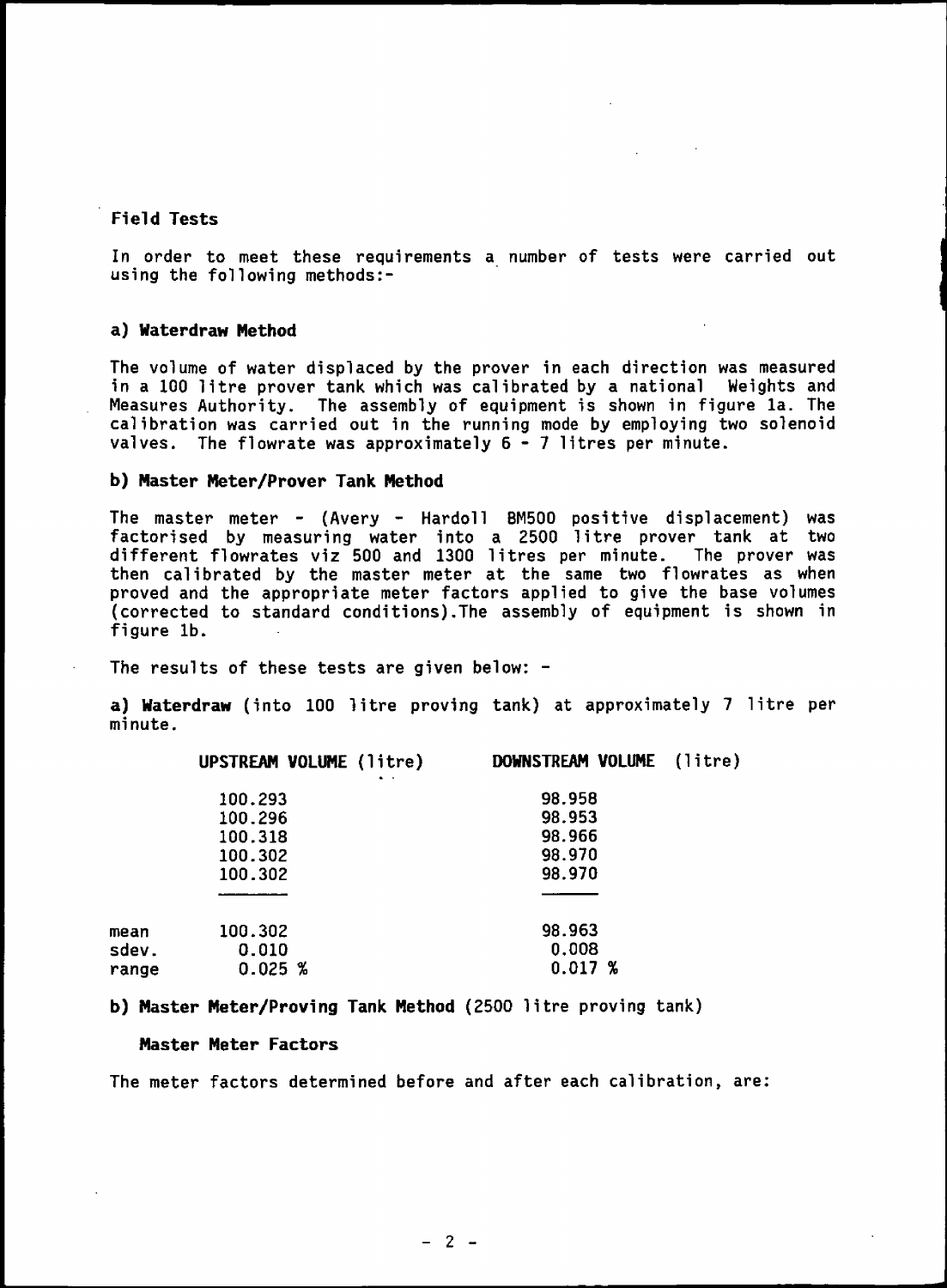## Field Tests

In order to meet these requirements a number of tests were carried out using the following methods:-

### a) Waterdraw Method

The volume of water displaced by the prover in each direction was measured in a 100 litre prover tank which was calibrated by a national Weights and Measures Authority. The assembly of equipment is shown in figure 1a. The calibration was carried out in the running mode by employing two solenoid valves. The flowrate was approximately 6 - 7 litres per minute.

### b) Master Meter/Prover Tank Method

The master meter - (Avery - Hardoll BM500 positive displacement) was factorised by measuring water into a 2500 litre prover tank at two different flowrates viz 500 and 1300 litres per minute. The prover was then calibrated by the master meter at the same two flowrates as when proved and the appropriate meter factors applied to give the base volumes (corrected to standard conditions).The assembly of equipment is shown in figure 1b.

The results of these tests are given below: -

**a) Waterdraw** (into 100 litre proving tank) at approximately 7 litre per minute.

| | UPSTREAM VOLUME (litre) | DOWNSTREAM VOLUME (litre) |
|---|---|---|
| | 100.293 | 98.958 |
| | 100.296 | 98.953 |
| | 100.318 | 98.966 |
| | 100.302 | 98.970 |
| | 100.302 | 98.970 |
| mean | 100.302 | 98.963 |
| sdev. | 0.010 | 0.008 |
| range | 0.025 % | 0.017 % |

**b) Master Meter/Proving Tank Method** (2500 litre proving tank)

**Master Meter Factors**

The meter factors determined before and after each calibration, are: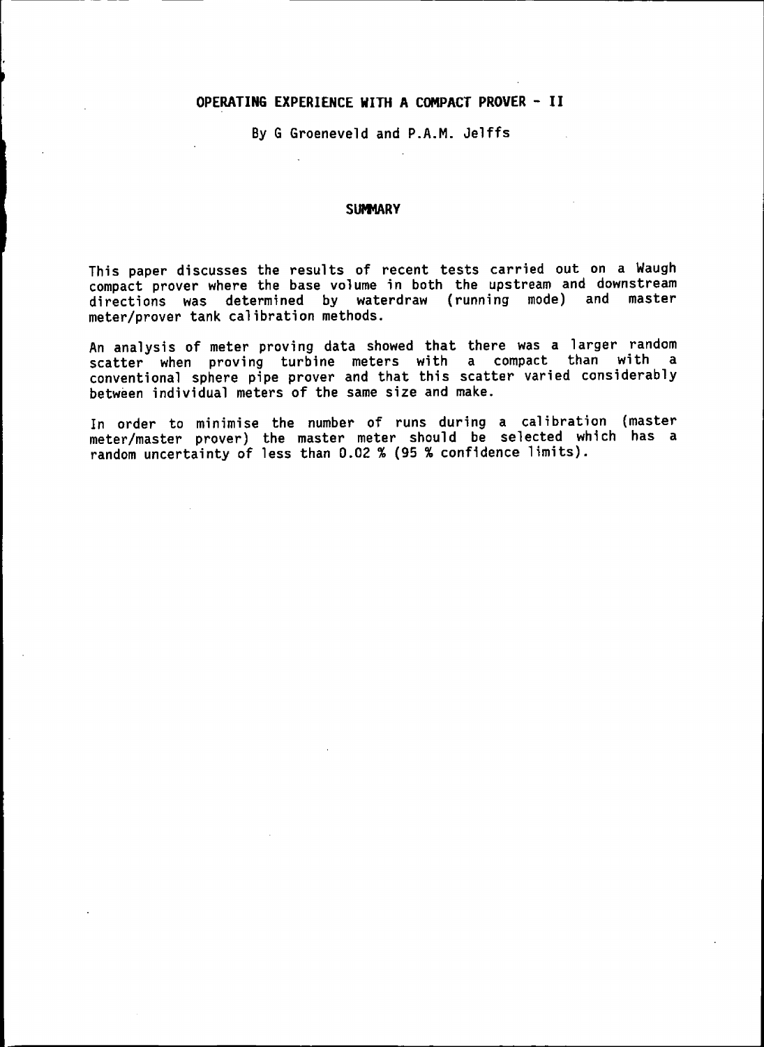# OPERATING EXPERIENCE WITH A COMPACT PROVER - II

By G Groeneveld and P.A.M. Jelffs

## SUMMARY

This paper discusses the results of recent tests carried out on a Waugh compact prover where the base volume in both the upstream and downstream directions was determined by waterdraw (running mode) and master meter/prover tank calibration methods.

An analysis of meter proving data showed that there was a larger random scatter when proving turbine meters with a compact than with a conventional sphere pipe prover and that this scatter varied considerably between individual meters of the same size and make.

In order to minimise the number of runs during a calibration (master meter/master prover) the master meter should be selected which has a random uncertainty of less than 0.02 % (95 % confidence limits).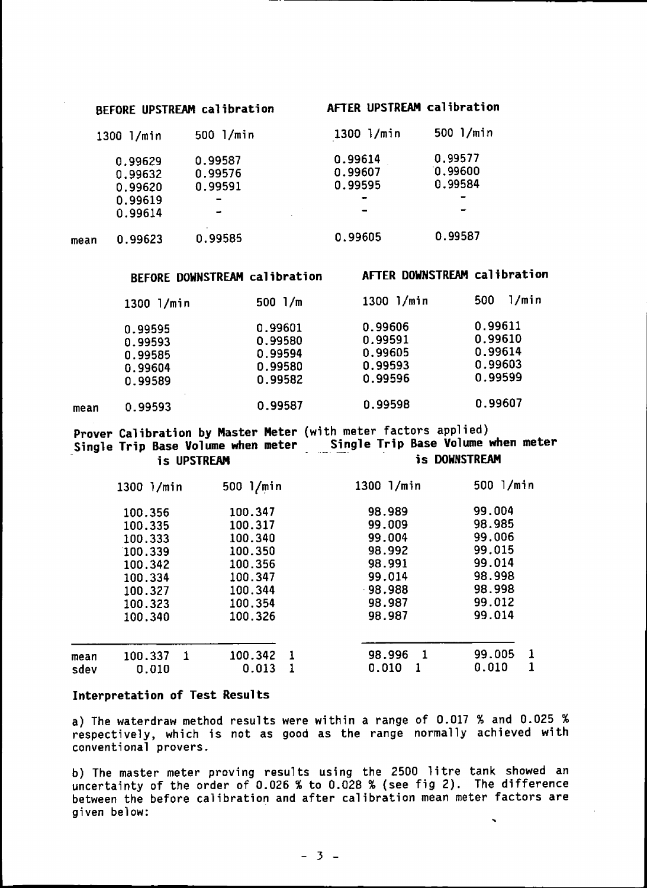| | BEFORE UPSTREAM calibration | | AFTER UPSTREAM calibration | |
|---|---|---|---|---|
| | 1300 l/min | 500 l/min | 1300 l/min | 500 l/min |
| | 0.99629 | 0.99587 | 0.99614 | 0.99577 |
| | 0.99632 | 0.99576 | 0.99607 | 0.99600 |
| | 0.99620 | 0.99591 | 0.99595 | 0.99584 |
| | 0.99619 | - | - | - |
| | 0.99614 | - | - | - |
| mean | 0.99623 | 0.99585 | 0.99605 | 0.99587 |

| | BEFORE DOWNSTREAM calibration | | AFTER DOWNSTREAM calibration | |
|---|---|---|---|---|
| | 1300 l/min | 500 l/m | 1300 l/min | 500 l/min |
| | 0.99595 | 0.99601 | 0.99606 | 0.99611 |
| | 0.99593 | 0.99580 | 0.99591 | 0.99610 |
| | 0.99585 | 0.99594 | 0.99605 | 0.99614 |
| | 0.99604 | 0.99580 | 0.99593 | 0.99603 |
| | 0.99589 | 0.99582 | 0.99596 | 0.99599 |
| mean | 0.99593 | 0.99587 | 0.99598 | 0.99607 |

**Prover Calibration by Master Meter** (with meter factors applied)

| | **Single Trip Base Volume when meter is UPSTREAM** | | **Single Trip Base Volume when meter is DOWNSTREAM** | |
|---|---|---|---|---|
| | 1300 l/min | 500 l/min | 1300 l/min | 500 l/min |
| | 100.356 | 100.347 | 98.989 | 99.004 |
| | 100.335 | 100.317 | 99.009 | 98.985 |
| | 100.333 | 100.340 | 99.004 | 99.006 |
| | 100.339 | 100.350 | 98.992 | 99.015 |
| | 100.342 | 100.356 | 98.991 | 99.014 |
| | 100.334 | 100.347 | 99.014 | 98.998 |
| | 100.327 | 100.344 | 98.988 | 98.998 |
| | 100.323 | 100.354 | 98.987 | 99.012 |
| | 100.340 | 100.326 | 98.987 | 99.014 |
| mean | 100.337 1 | 100.342 1 | 98.996 1 | 99.005 1 |
| sdev | 0.010 | 0.013 1 | 0.010 1 | 0.010 1 |

**Interpretation of Test Results**

a) The waterdraw method results were within a range of 0.017 % and 0.025 % respectively, which is not as good as the range normally achieved with conventional provers.

b) The master meter proving results using the 2500 litre tank showed an uncertainty of the order of 0.026 % to 0.028 % (see fig 2). The difference between the before calibration and after calibration mean meter factors are given below: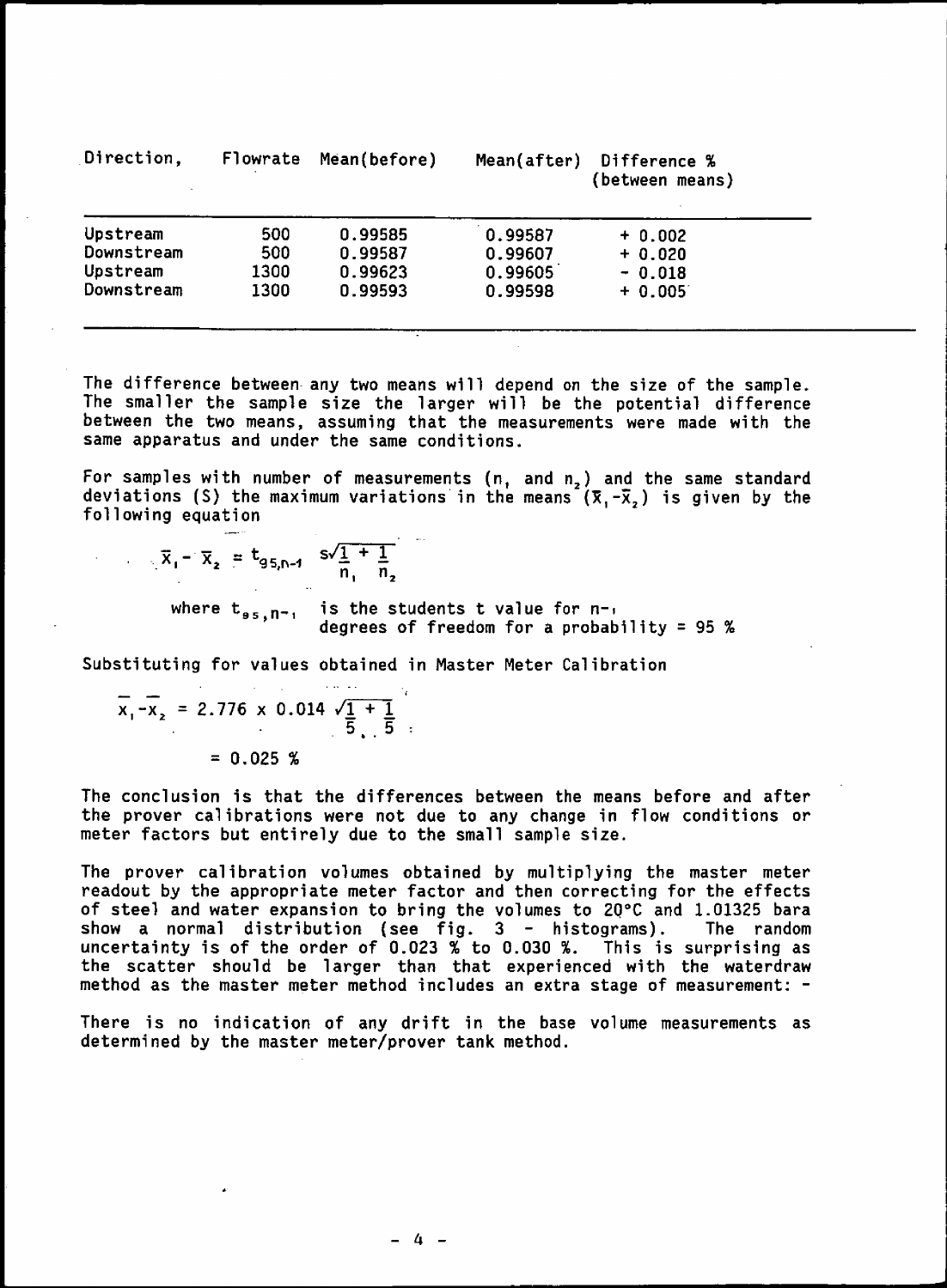| Direction, | Flowrate | Mean(before) | Mean(after) | Difference % (between means) |
|---|---|---|---|---|
| Upstream | 500 | 0.99585 | 0.99587 | + 0.002 |
| Downstream | 500 | 0.99587 | 0.99607 | + 0.020 |
| Upstream | 1300 | 0.99623 | 0.99605 | - 0.018 |
| Downstream | 1300 | 0.99593 | 0.99598 | + 0.005 |

The difference between any two means will depend on the size of the sample. The smaller the sample size the larger will be the potential difference between the two means, assuming that the measurements were made with the same apparatus and under the same conditions.

For samples with number of measurements ($n_1$ and $n_2$) and the same standard deviations (S) the maximum variations in the means ($\bar{X}_1 - \bar{X}_2$) is given by the following equation

$$\bar{X}_1 - \bar{X}_2 = t_{95,n-1} \; s\sqrt{\frac{1}{n_1} + \frac{1}{n_2}}$$

where $t_{95,n-1}$ is the students t value for $n-1$ degrees of freedom for a probability = 95 %

Substituting for values obtained in Master Meter Calibration

$$\bar{x}_1 - \bar{x}_2 = 2.776 \times 0.014 \sqrt{\frac{1}{5} + \frac{1}{5}}$$

$$= 0.025 \%$$

The conclusion is that the differences between the means before and after the prover calibrations were not due to any change in flow conditions or meter factors but entirely due to the small sample size.

The prover calibration volumes obtained by multiplying the master meter readout by the appropriate meter factor and then correcting for the effects of steel and water expansion to bring the volumes to 20°C and 1.01325 bara show a normal distribution (see fig. 3 - histograms). The random uncertainty is of the order of 0.023 % to 0.030 %. This is surprising as the scatter should be larger than that experienced with the waterdraw method as the master meter method includes an extra stage of measurement: -

There is no indication of any drift in the base volume measurements as determined by the master meter/prover tank method.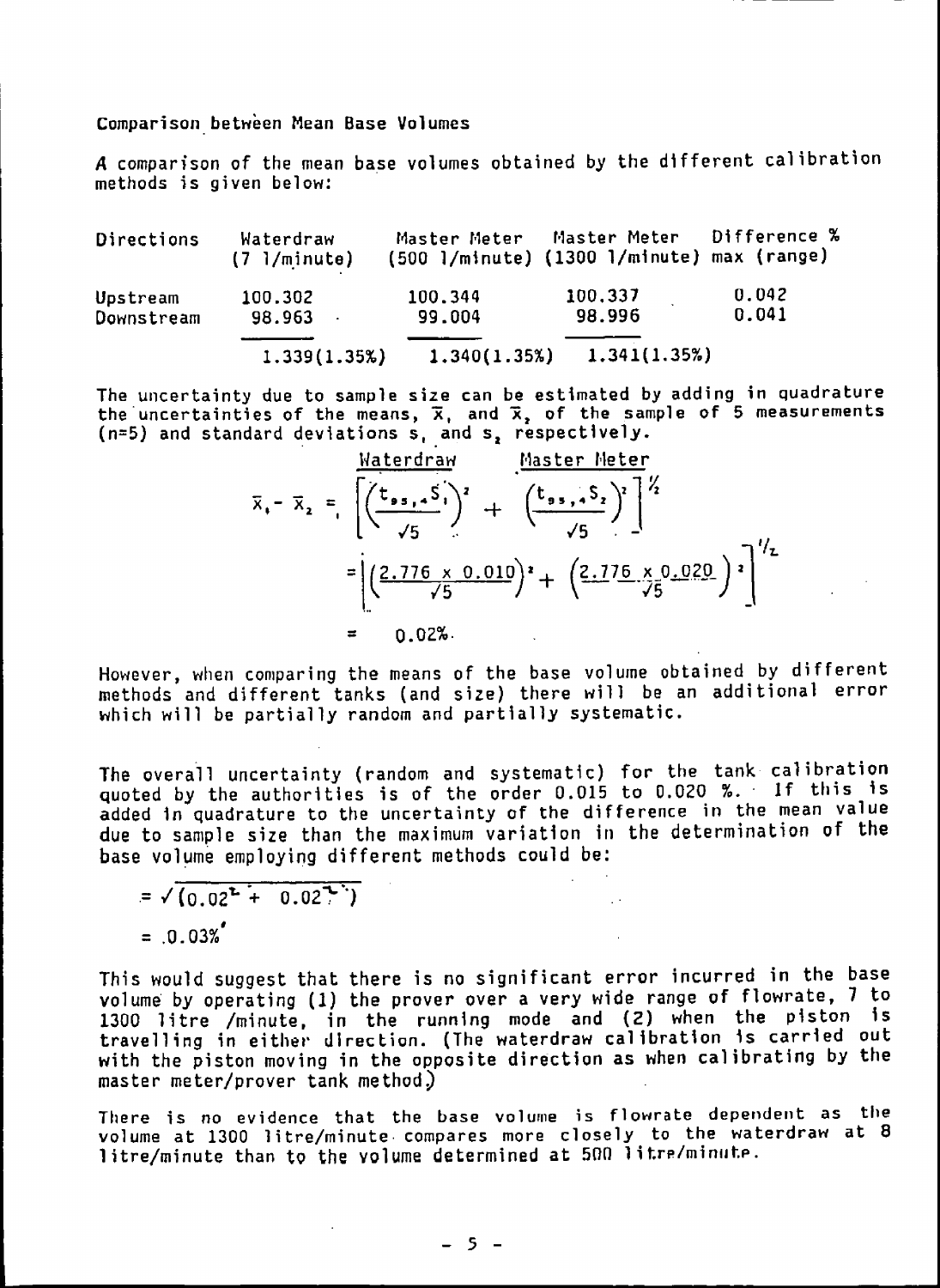Comparison between Mean Base Volumes

A comparison of the mean base volumes obtained by the different calibration methods is given below:

| Directions | Waterdraw (7 l/minute) | Master Meter (500 l/minute) | Master Meter (1300 l/minute) | Difference % max (range) |
|---|---|---|---|---|
| Upstream | 100.302 | 100.344 | 100.337 | 0.042 |
| Downstream | 98.963 | 99.004 | 98.996 | 0.041 |
| | 1.339(1.35%) | 1.340(1.35%) | 1.341(1.35%) | |

The uncertainty due to sample size can be estimated by adding in quadrature the uncertainties of the means, $\bar{x}_1$ and $\bar{x}_2$ of the sample of 5 measurements (n=5) and standard deviations $s_1$ and $s_2$ respectively.

$$\bar{x}_1 - \bar{x}_2 = \left[ \underbrace{\left(\frac{t_{95,4} S_1}{\sqrt{5}}\right)^2}_{\text{Waterdraw}} + \underbrace{\left(\frac{t_{95,4} S_2}{\sqrt{5}}\right)^2}_{\text{Master Meter}} \right]^{1/2}$$

$$= \left[ \left(\frac{2.776 \times 0.010}{\sqrt{5}}\right)^2 + \left(\frac{2.776 \times 0.020}{\sqrt{5}}\right)^2 \right]^{1/2}$$

$$= 0.02\%.$$

However, when comparing the means of the base volume obtained by different methods and different tanks (and size) there will be an additional error which will be partially random and partially systematic.

The overall uncertainty (random and systematic) for the tank calibration quoted by the authorities is of the order 0.015 to 0.020 %. If this is added in quadrature to the uncertainty of the difference in the mean value due to sample size than the maximum variation in the determination of the base volume employing different methods could be:

$$= \sqrt{(0.02^2 + 0.02^2)}$$

$$= 0.03\%$$

This would suggest that there is no significant error incurred in the base volume by operating (1) the prover over a very wide range of flowrate, 7 to 1300 litre /minute, in the running mode and (2) when the piston is travelling in either direction. (The waterdraw calibration is carried out with the piston moving in the opposite direction as when calibrating by the master meter/prover tank method.)

There is no evidence that the base volume is flowrate dependent as the volume at 1300 litre/minute compares more closely to the waterdraw at 8 litre/minute than to the volume determined at 500 litre/minute.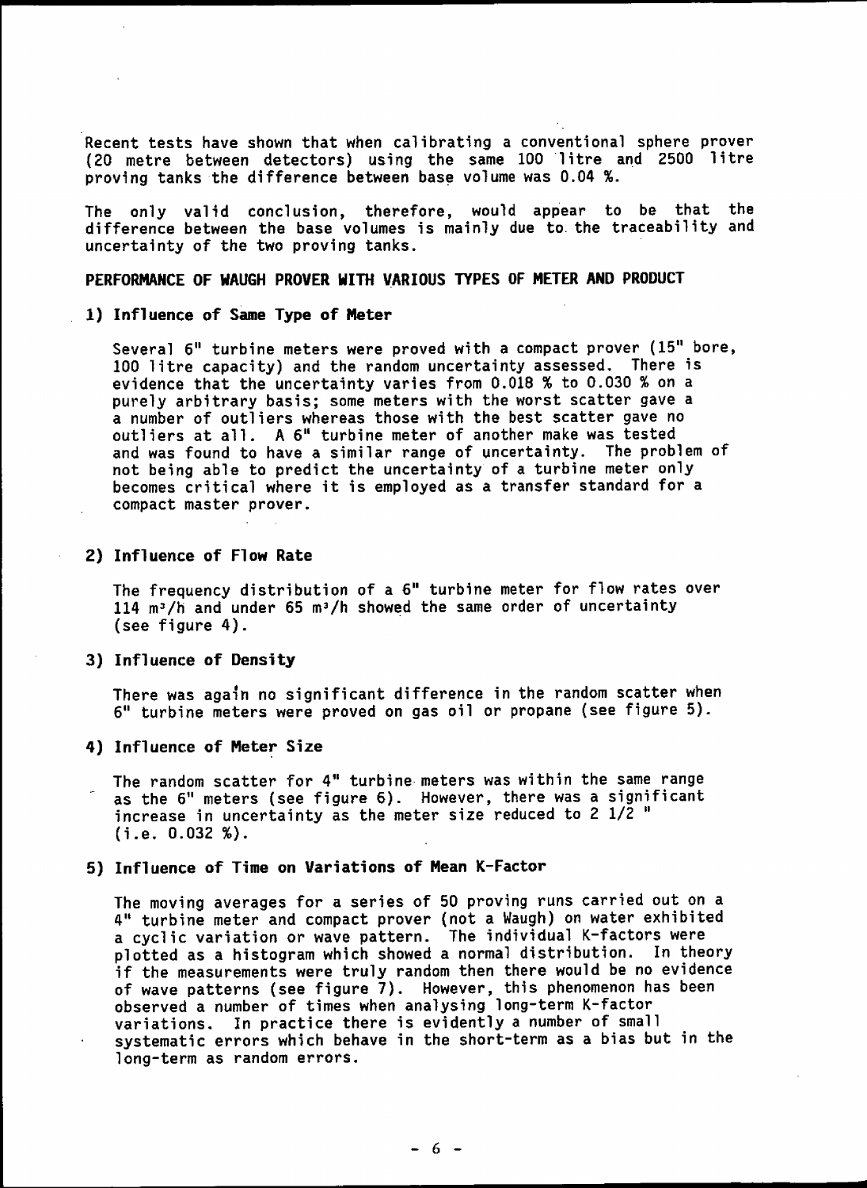Recent tests have shown that when calibrating a conventional sphere prover (20 metre between detectors) using the same 100 litre and 2500 litre proving tanks the difference between base volume was 0.04 %.

The only valid conclusion, therefore, would appear to be that the difference between the base volumes is mainly due to the traceability and uncertainty of the two proving tanks.

## PERFORMANCE OF WAUGH PROVER WITH VARIOUS TYPES OF METER AND PRODUCT

### 1) Influence of Same Type of Meter

Several 6" turbine meters were proved with a compact prover (15" bore, 100 litre capacity) and the random uncertainty assessed. There is evidence that the uncertainty varies from 0.018 % to 0.030 % on a purely arbitrary basis; some meters with the worst scatter gave a a number of outliers whereas those with the best scatter gave no outliers at all. A 6" turbine meter of another make was tested and was found to have a similar range of uncertainty. The problem of not being able to predict the uncertainty of a turbine meter only becomes critical where it is employed as a transfer standard for a compact master prover.

### 2) Influence of Flow Rate

The frequency distribution of a 6" turbine meter for flow rates over 114 $m^3/h$ and under 65 $m^3/h$ showed the same order of uncertainty (see figure 4).

### 3) Influence of Density

There was again no significant difference in the random scatter when 6" turbine meters were proved on gas oil or propane (see figure 5).

### 4) Influence of Meter Size

The random scatter for 4" turbine meters was within the same range as the 6" meters (see figure 6). However, there was a significant increase in uncertainty as the meter size reduced to 2 1/2 " (i.e. 0.032 %).

### 5) Influence of Time on Variations of Mean K-Factor

The moving averages for a series of 50 proving runs carried out on a 4" turbine meter and compact prover (not a Waugh) on water exhibited a cyclic variation or wave pattern. The individual K-factors were plotted as a histogram which showed a normal distribution. In theory if the measurements were truly random then there would be no evidence of wave patterns (see figure 7). However, this phenomenon has been observed a number of times when analysing long-term K-factor variations. In practice there is evidently a number of small systematic errors which behave in the short-term as a bias but in the long-term as random errors.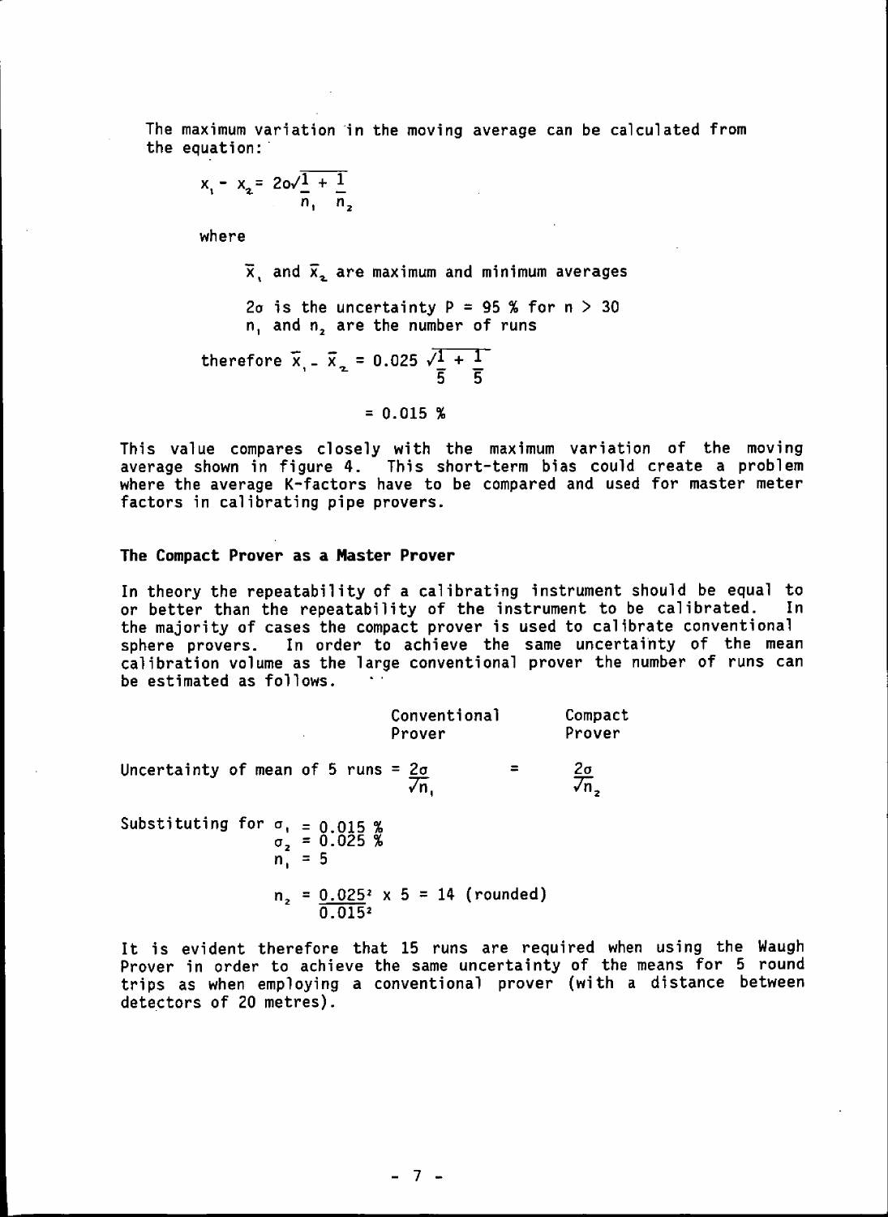The maximum variation in the moving average can be calculated from the equation:

$$x_1 - x_2 = 2\sigma\sqrt{\frac{1}{n_1} + \frac{1}{n_2}}$$

where

$\bar{x}_1$ and $\bar{x}_2$ are maximum and minimum averages

$2\sigma$ is the uncertainty P = 95 % for n > 30
$n_1$ and $n_2$ are the number of runs

therefore $\bar{x}_1 - \bar{x}_2 = 0.025\sqrt{\frac{1}{5} + \frac{1}{5}}$

$$= 0.015\ \%$$

This value compares closely with the maximum variation of the moving average shown in figure 4. This short-term bias could create a problem where the average K-factors have to be compared and used for master meter factors in calibrating pipe provers.

### The Compact Prover as a Master Prover

In theory the repeatability of a calibrating instrument should be equal to or better than the repeatability of the instrument to be calibrated. In the majority of cases the compact prover is used to calibrate conventional sphere provers. In order to achieve the same uncertainty of the mean calibration volume as the large conventional prover the number of runs can be estimated as follows.

| | Conventional Prover | | Compact Prover |
|---|---|---|---|
| Uncertainty of mean of 5 runs = | $\frac{2\sigma}{\sqrt{n_1}}$ | = | $\frac{2\sigma}{\sqrt{n_2}}$ |

Substituting for $\sigma_1 = 0.015\ \%$
$\sigma_2 = 0.025\ \%$
$n_1 = 5$

$$n_2 = \frac{0.025^2}{0.015^2} \times 5 = 14 \text{ (rounded)}$$

It is evident therefore that 15 runs are required when using the Waugh Prover in order to achieve the same uncertainty of the means for 5 round trips as when employing a conventional prover (with a distance between detectors of 20 metres).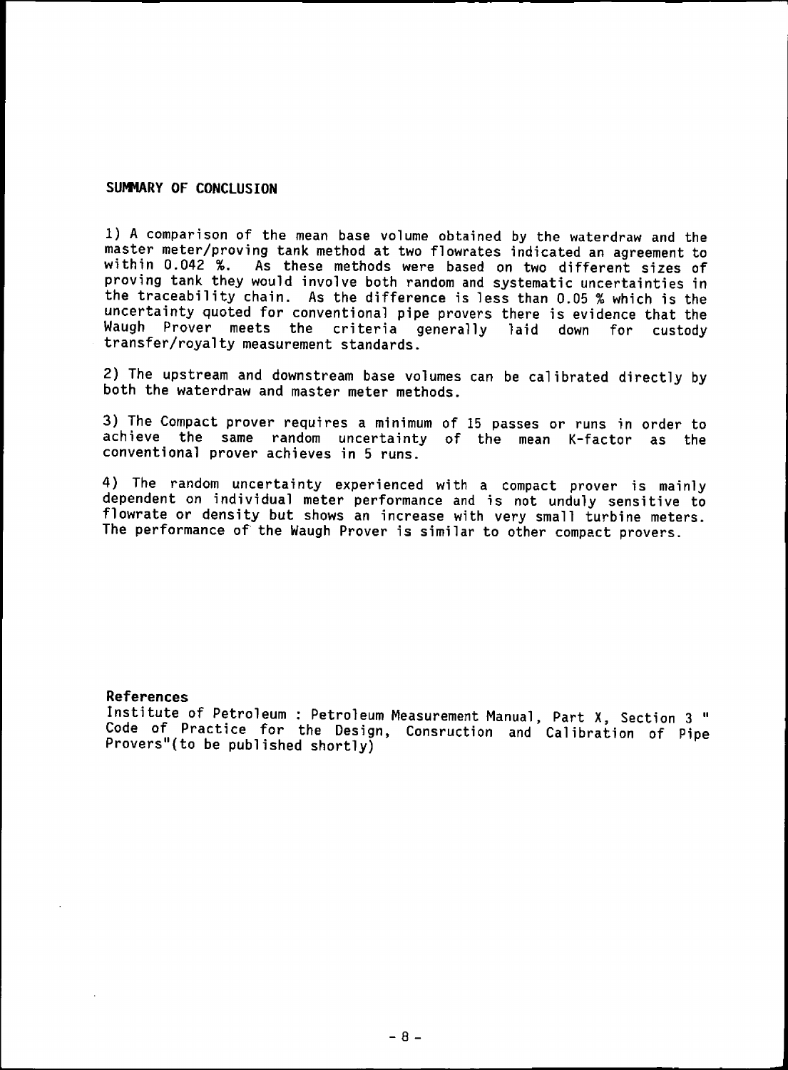## SUMMARY OF CONCLUSION

1) A comparison of the mean base volume obtained by the waterdraw and the master meter/proving tank method at two flowrates indicated an agreement to within 0.042 %. As these methods were based on two different sizes of proving tank they would involve both random and systematic uncertainties in the traceability chain. As the difference is less than 0.05 % which is the uncertainty quoted for conventional pipe provers there is evidence that the Waugh Prover meets the criteria generally laid down for custody transfer/royalty measurement standards.

2) The upstream and downstream base volumes can be calibrated directly by both the waterdraw and master meter methods.

3) The Compact prover requires a minimum of 15 passes or runs in order to achieve the same random uncertainty of the mean K-factor as the conventional prover achieves in 5 runs.

4) The random uncertainty experienced with a compact prover is mainly dependent on individual meter performance and is not unduly sensitive to flowrate or density but shows an increase with very small turbine meters. The performance of the Waugh Prover is similar to other compact provers.

### References

Institute of Petroleum : Petroleum Measurement Manual, Part X, Section 3 " Code of Practice for the Design, Consruction and Calibration of Pipe Provers"(to be published shortly)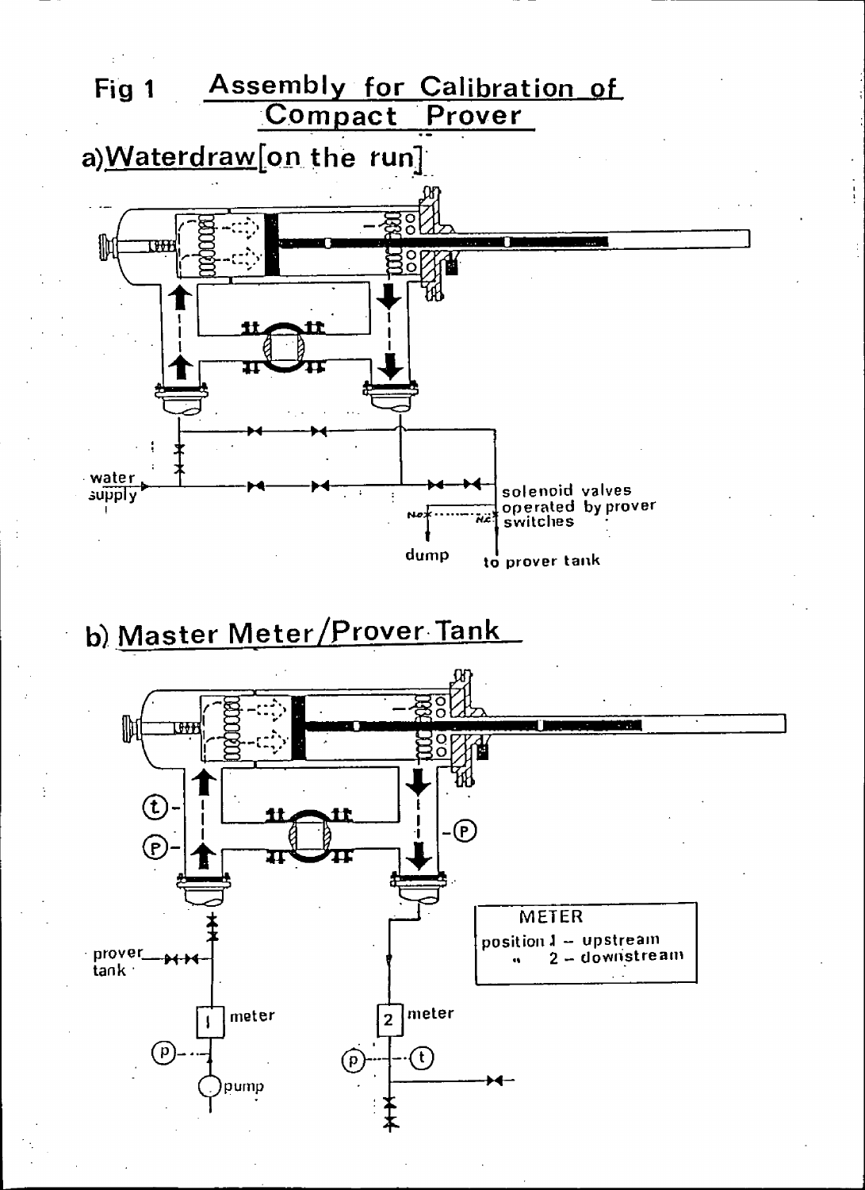# Fig 1 Assembly for Calibration of Compact Prover

## a) Waterdraw [on the run]

water supply

solenoid valves operated by prover switches

dump

to prover tank

## b) Master Meter/Prover Tank

prover tank

meter

pump

METER
position 1 – upstream
" 2 – downstream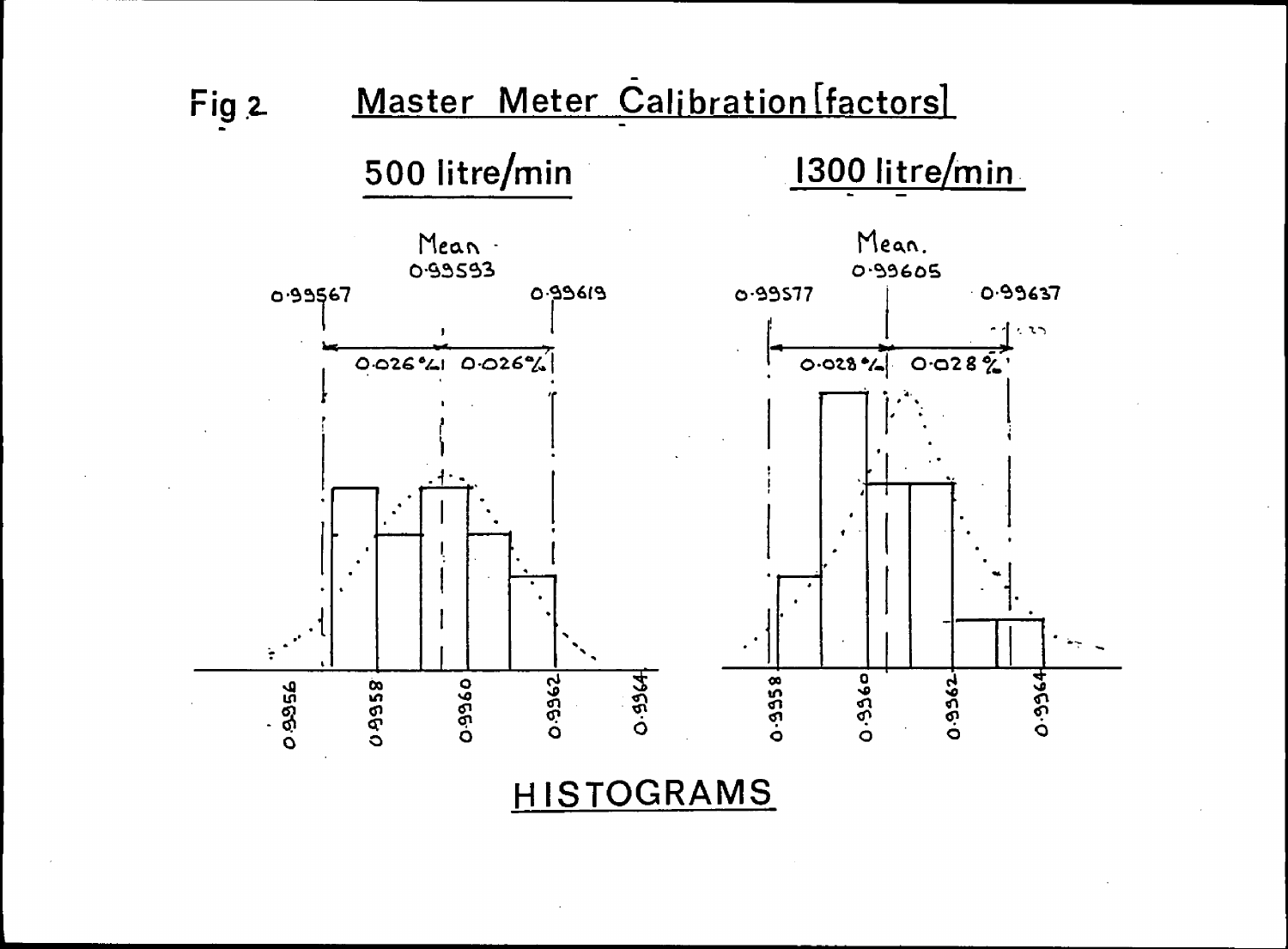# Fig 2. Master Meter Calibration [factors]

## 500 litre/min

Mean 0.99593

0.99567 — 0.026 % | 0.026 % — 0.99619

0.9956 0.9958 0.9960 0.9962 0.9964

## 1300 litre/min

Mean. 0.99605

0.99577 — 0.028 % | 0.028 % — 0.99637

0.9958 0.9960 0.9962 0.9964

## HISTOGRAMS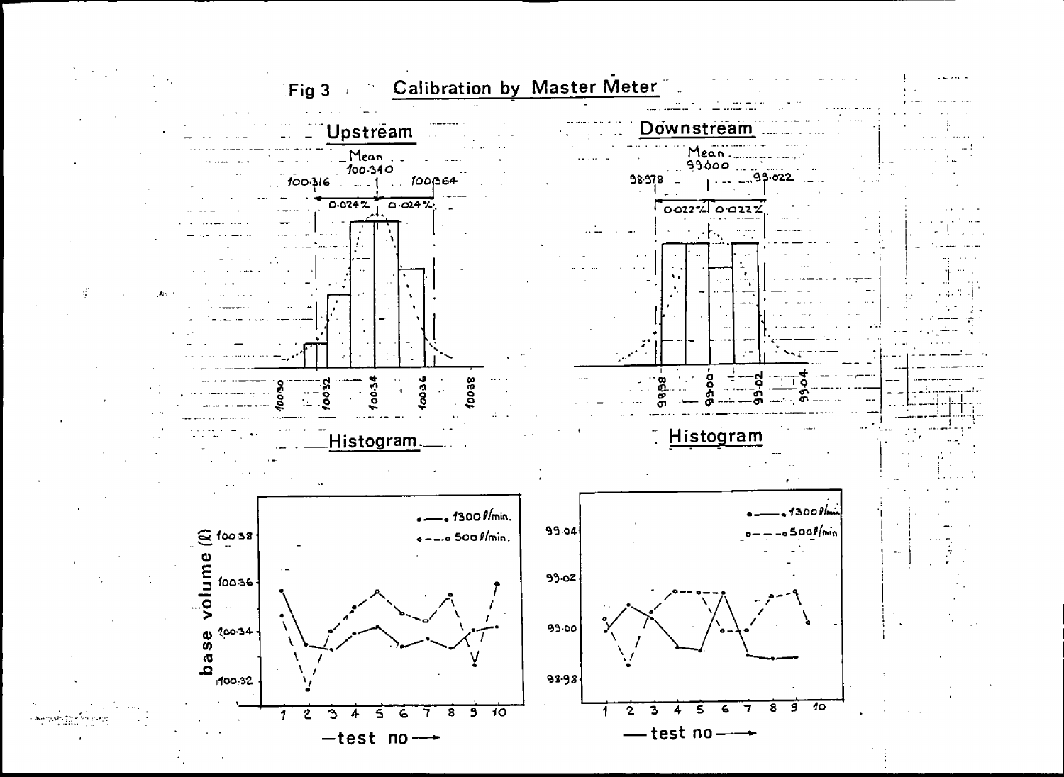# Fig 3 Calibration by Master Meter

## Upstream

Mean 100.340

100.316 — 100.364

0.024% | 0.024%

100.30 100.32 100.34 100.36 100.38

Histogram

## Downstream

Mean 99.000

98.978 — 99.022

0.022% | 0.022%

98.98 99.00 99.02 99.04

Histogram

base volume (ℓ)

100.38, 100.36, 100.34, 100.32

●—● 1300 ℓ/min.
○---○ 500 ℓ/min.

1 2 3 4 5 6 7 8 9 10

—test no→

99.04, 99.02, 99.00, 98.98

●—● 1300 ℓ/min
○---○ 500 ℓ/min

1 2 3 4 5 6 7 8 9 10

—test no→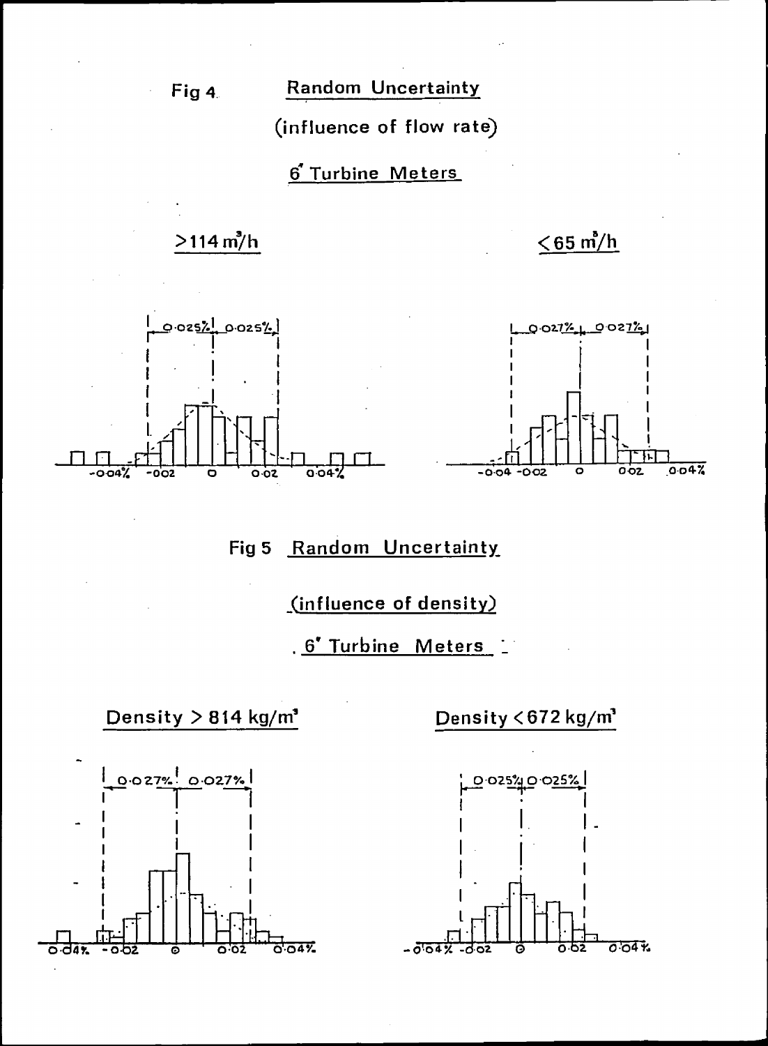Fig 4 Random Uncertainty

(influence of flow rate)

6" Turbine Meters

>114 m³/h

<65 m³/h

Fig 5 Random Uncertainty

(influence of density)

6" Turbine Meters

Density > 814 kg/m³

Density < 672 kg/m³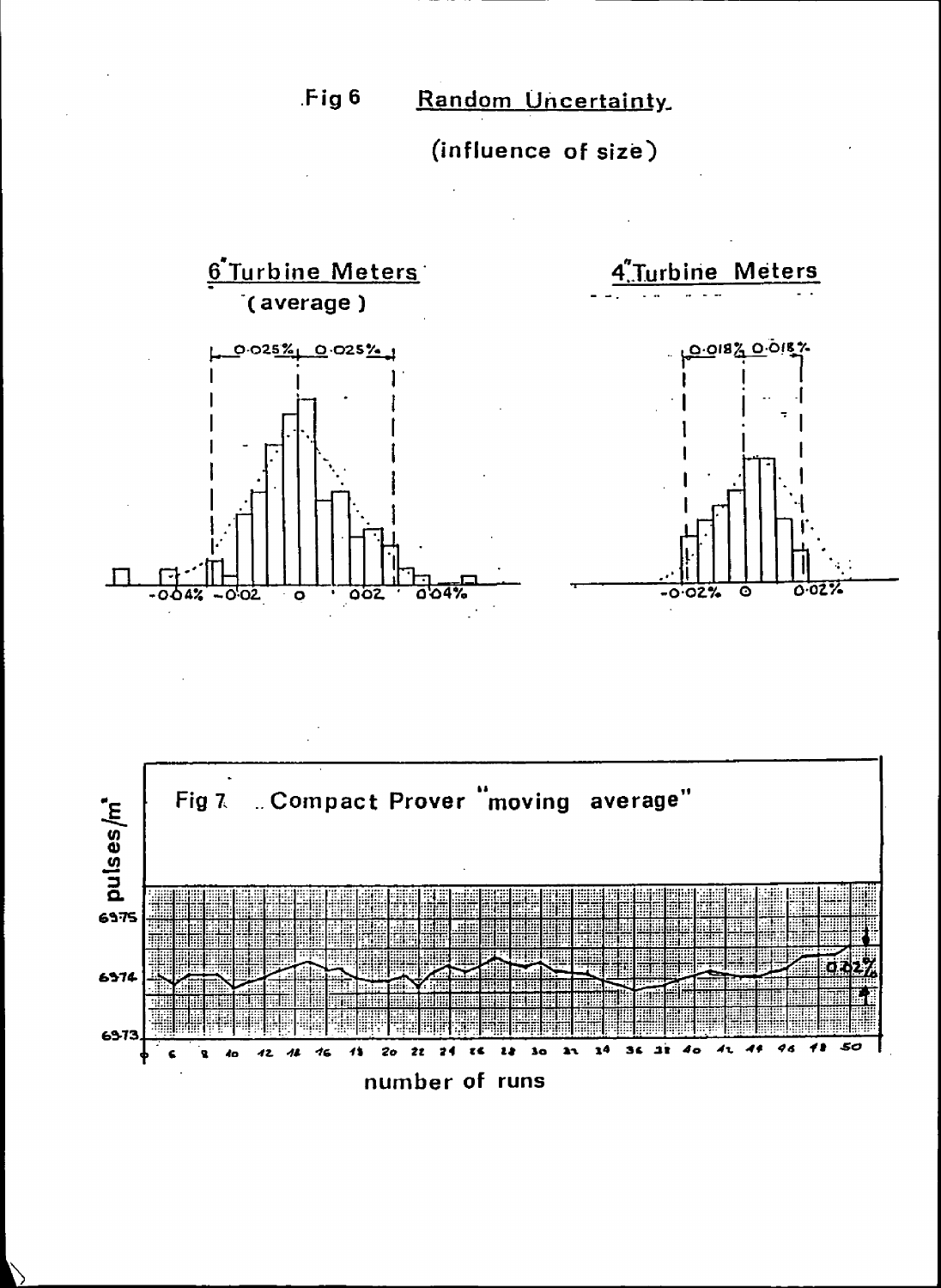Fig 6 Random Uncertainty

(influence of size)

6" Turbine Meters
(average)

0.025% 0.025%

-0.04% -0.02 0 0.02 0.04%

4" Turbine Meters

0.018% 0.018%

-0.02% 0 0.02%

Fig 7 Compact Prover "moving average"

pulses/m³

6975

6974

6973

0.02%

6 8 10 12 14 16 18 20 22 24 26 28 30 32 34 36 38 40 42 44 46 48 50

number of runs